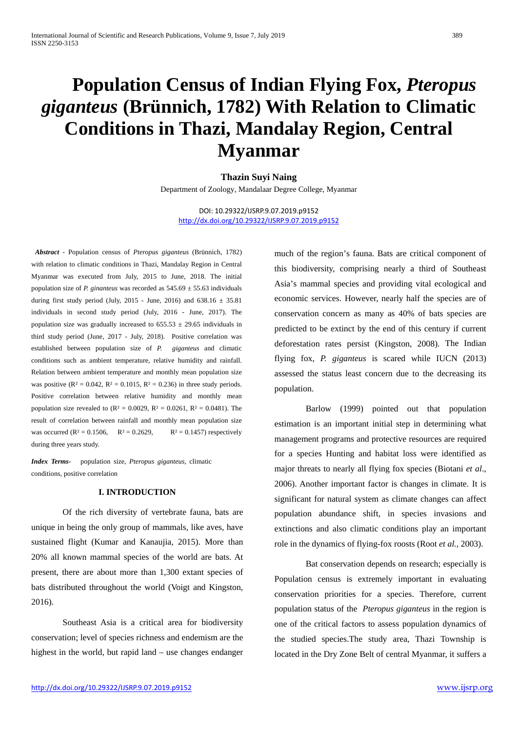# Population Census of Indian Flying Fox, *Pteropus giganteus* (Brünnich, 1782) With Relation to Climatic Conditions in Thazi, Mandalay Region, Central Myanmar

**Thazin Suyi Naing**

Department of Zoology, Mandalaar Degree College, Myanmar

DOI: 10.29322/IJSRP.9.07.2019.p9152
http://dx.doi.org/10.29322/IJSRP.9.07.2019.p9152

***Abstract*** - Population census of *Pteropus giganteus* (Brünnich, 1782) with relation to climatic conditions in Thazi, Mandalay Region in Central Myanmar was executed from July, 2015 to June, 2018. The initial population size of *P. ginanteus* was recorded as 545.69 ± 55.63 individuals during first study period (July, 2015 - June, 2016) and 638.16 ± 35.81 individuals in second study period (July, 2016 - June, 2017). The population size was gradually increased to 655.53 ± 29.65 individuals in third study period (June, 2017 - July, 2018). Positive correlation was established between population size of *P. giganteus* and climatic conditions such as ambient temperature, relative humidity and rainfall. Relation between ambient temperature and monthly mean population size was positive ($R^2 = 0.042$, $R^2 = 0.1015$, $R^2 = 0.236$) in three study periods. Positive correlation between relative humidity and monthly mean population size revealed to ($R^2 = 0.0029$, $R^2 = 0.0261$, $R^2 = 0.0481$). The result of correlation between rainfall and monthly mean population size was occurred ($R^2 = 0.1506$, $R^2 = 0.2629$, $R^2 = 0.1457$) respectively during three years study.

***Index Terms-*** population size, *Pteropus giganteus*, climatic conditions, positive correlation

## I. INTRODUCTION

Of the rich diversity of vertebrate fauna, bats are unique in being the only group of mammals, like aves, have sustained flight (Kumar and Kanaujia, 2015). More than 20% all known mammal species of the world are bats. At present, there are about more than 1,300 extant species of bats distributed throughout the world (Voigt and Kingston, 2016).

Southeast Asia is a critical area for biodiversity conservation; level of species richness and endemism are the highest in the world, but rapid land – use changes endanger much of the region's fauna. Bats are critical component of this biodiversity, comprising nearly a third of Southeast Asia's mammal species and providing vital ecological and economic services. However, nearly half the species are of conservation concern as many as 40% of bats species are predicted to be extinct by the end of this century if current deforestation rates persist (Kingston, 2008). The Indian flying fox, *P. giganteus* is scared while IUCN (2013) assessed the status least concern due to the decreasing its population.

Barlow (1999) pointed out that population estimation is an important initial step in determining what management programs and protective resources are required for a species Hunting and habitat loss were identified as major threats to nearly all flying fox species (Biotani *et al*., 2006). Another important factor is changes in climate. It is significant for natural system as climate changes can affect population abundance shift, in species invasions and extinctions and also climatic conditions play an important role in the dynamics of flying-fox roosts (Root *et al.,* 2003).

Bat conservation depends on research; especially is Population census is extremely important in evaluating conservation priorities for a species. Therefore, current population status of the *Pteropus giganteus* in the region is one of the critical factors to assess population dynamics of the studied species.The study area, Thazi Township is located in the Dry Zone Belt of central Myanmar, it suffers a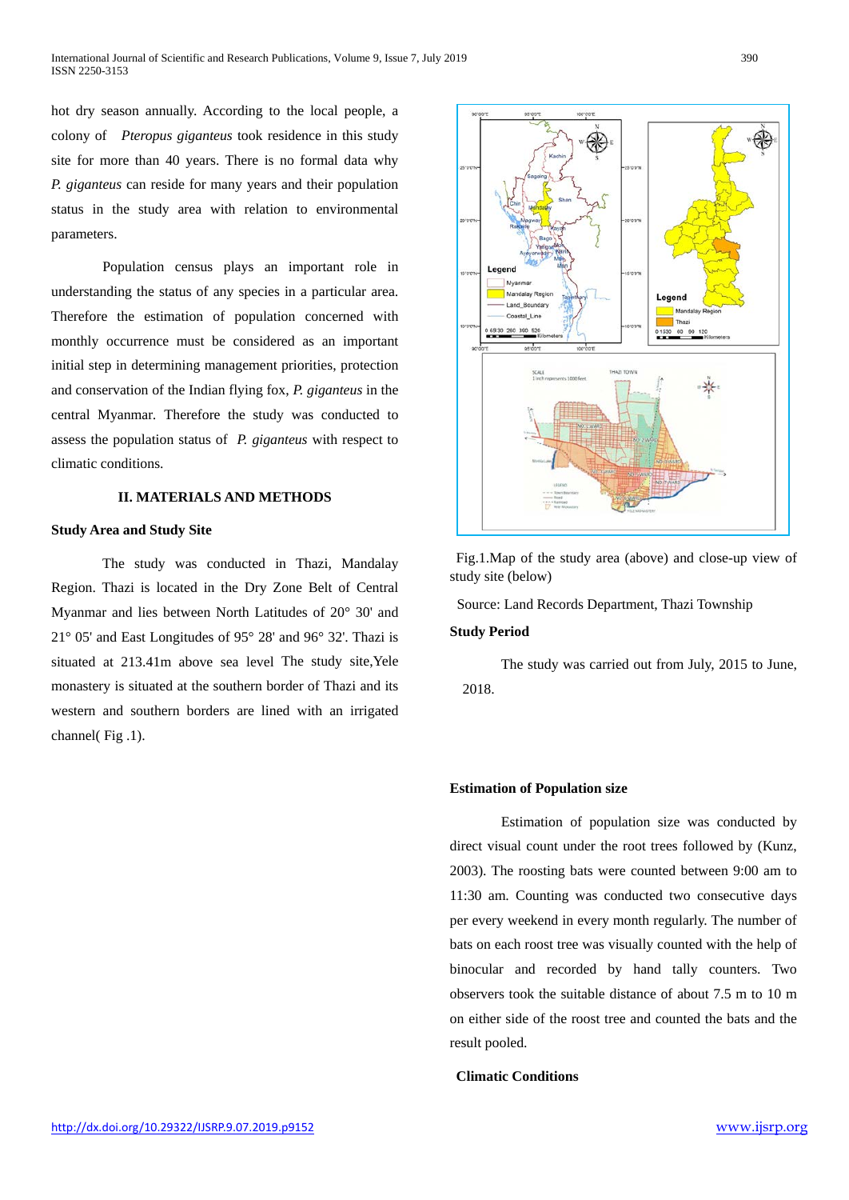hot dry season annually. According to the local people, a colony of *Pteropus giganteus* took residence in this study site for more than 40 years. There is no formal data why *P. giganteus* can reside for many years and their population status in the study area with relation to environmental parameters.

Population census plays an important role in understanding the status of any species in a particular area. Therefore the estimation of population concerned with monthly occurrence must be considered as an important initial step in determining management priorities, protection and conservation of the Indian flying fox, *P. giganteus* in the central Myanmar. Therefore the study was conducted to assess the population status of *P. giganteus* with respect to climatic conditions.

## II. MATERIALS AND METHODS

### Study Area and Study Site

The study was conducted in Thazi, Mandalay Region. Thazi is located in the Dry Zone Belt of Central Myanmar and lies between North Latitudes of 20° 30' and 21° 05' and East Longitudes of 95° 28' and 96° 32'. Thazi is situated at 213.41m above sea level The study site,Yele monastery is situated at the southern border of Thazi and its western and southern borders are lined with an irrigated channel( Fig .1).

Fig.1.Map of the study area (above) and close-up view of study site (below)

Source: Land Records Department, Thazi Township

### Study Period

The study was carried out from July, 2015 to June, 2018.

### Estimation of Population size

Estimation of population size was conducted by direct visual count under the root trees followed by (Kunz, 2003). The roosting bats were counted between 9:00 am to 11:30 am. Counting was conducted two consecutive days per every weekend in every month regularly. The number of bats on each roost tree was visually counted with the help of binocular and recorded by hand tally counters. Two observers took the suitable distance of about 7.5 m to 10 m on either side of the roost tree and counted the bats and the result pooled.

### Climatic Conditions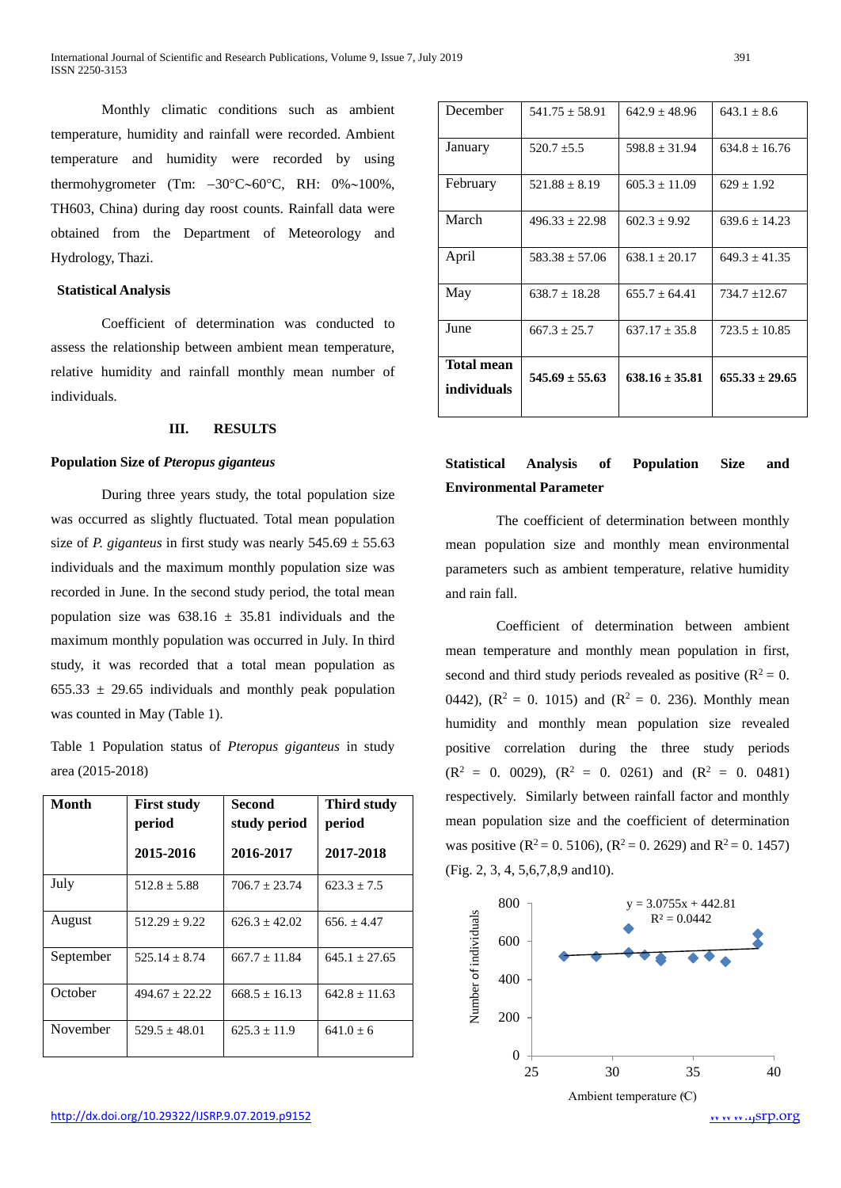Monthly climatic conditions such as ambient temperature, humidity and rainfall were recorded. Ambient temperature and humidity were recorded by using thermohygrometer (Tm: −30°C~60°C, RH: 0%~100%, TH603, China) during day roost counts. Rainfall data were obtained from the Department of Meteorology and Hydrology, Thazi.

### Statistical Analysis

Coefficient of determination was conducted to assess the relationship between ambient mean temperature, relative humidity and rainfall monthly mean number of individuals.

## III. RESULTS

### Population Size of *Pteropus giganteus*

During three years study, the total population size was occurred as slightly fluctuated. Total mean population size of *P. giganteus* in first study was nearly 545.69 ± 55.63 individuals and the maximum monthly population size was recorded in June. In the second study period, the total mean population size was 638.16 ± 35.81 individuals and the maximum monthly population was occurred in July. In third study, it was recorded that a total mean population as 655.33 ± 29.65 individuals and monthly peak population was counted in May (Table 1).

Table 1 Population status of *Pteropus giganteus* in study area (2015-2018)

| Month | First study period 2015-2016 | Second study period 2016-2017 | Third study period 2017-2018 |
|---|---|---|---|
| July | 512.8 ± 5.88 | 706.7 ± 23.74 | 623.3 ± 7.5 |
| August | 512.29 ± 9.22 | 626.3 ± 42.02 | 656. ± 4.47 |
| September | 525.14 ± 8.74 | 667.7 ± 11.84 | 645.1 ± 27.65 |
| October | 494.67 ± 22.22 | 668.5 ± 16.13 | 642.8 ± 11.63 |
| November | 529.5 ± 48.01 | 625.3 ± 11.9 | 641.0 ± 6 |
| December | 541.75 ± 58.91 | 642.9 ± 48.96 | 643.1 ± 8.6 |
| January | 520.7 ±5.5 | 598.8 ± 31.94 | 634.8 ± 16.76 |
| February | 521.88 ± 8.19 | 605.3 ± 11.09 | 629 ± 1.92 |
| March | 496.33 ± 22.98 | 602.3 ± 9.92 | 639.6 ± 14.23 |
| April | 583.38 ± 57.06 | 638.1 ± 20.17 | 649.3 ± 41.35 |
| May | 638.7 ± 18.28 | 655.7 ± 64.41 | 734.7 ±12.67 |
| June | 667.3 ± 25.7 | 637.17 ± 35.8 | 723.5 ± 10.85 |
| **Total mean individuals** | **545.69 ± 55.63** | **638.16 ± 35.81** | **655.33 ± 29.65** |

### Statistical Analysis of Population Size and Environmental Parameter

The coefficient of determination between monthly mean population size and monthly mean environmental parameters such as ambient temperature, relative humidity and rain fall.

Coefficient of determination between ambient mean temperature and monthly mean population in first, second and third study periods revealed as positive ($R^2 = 0.0442$), ($R^2 = 0.1015$) and ($R^2 = 0.236$). Monthly mean humidity and monthly mean population size revealed positive correlation during the three study periods ($R^2 = 0.0029$), ($R^2 = 0.0261$) and ($R^2 = 0.0481$) respectively. Similarly between rainfall factor and monthly mean population size and the coefficient of determination was positive ($R^2 = 0.5106$), ($R^2 = 0.2629$) and $R^2 = 0.1457$) (Fig. 2, 3, 4, 5,6,7,8,9 and10).

y = 3.0755x + 442.81
$R^2 = 0.0442$

Number of individuals

Ambient temperature (℃)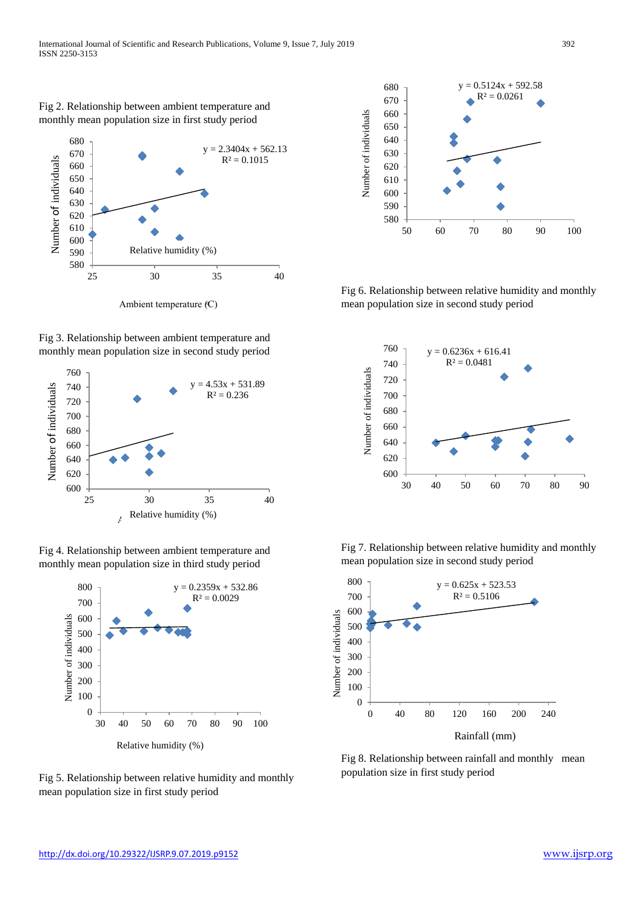Fig 2. Relationship between ambient temperature and monthly mean population size in first study period

$y = 2.3404x + 562.13$
$R^2 = 0.1015$

Relative humidity (%)

Ambient temperature (°C)

Fig 3. Relationship between ambient temperature and monthly mean population size in second study period

$y = 4.53x + 531.89$
$R^2 = 0.236$

Relative humidity (%)

Fig 4. Relationship between ambient temperature and monthly mean population size in third study period

$y = 0.2359x + 532.86$
$R^2 = 0.0029$

Relative humidity (%)

Fig 5. Relationship between relative humidity and monthly mean population size in first study period

$y = 0.5124x + 592.58$
$R^2 = 0.0261$

Fig 6. Relationship between relative humidity and monthly mean population size in second study period

$y = 0.6236x + 616.41$
$R^2 = 0.0481$

Fig 7. Relationship between relative humidity and monthly mean population size in second study period

$y = 0.625x + 523.53$
$R^2 = 0.5106$

Rainfall (mm)

Fig 8. Relationship between rainfall and monthly mean population size in first study period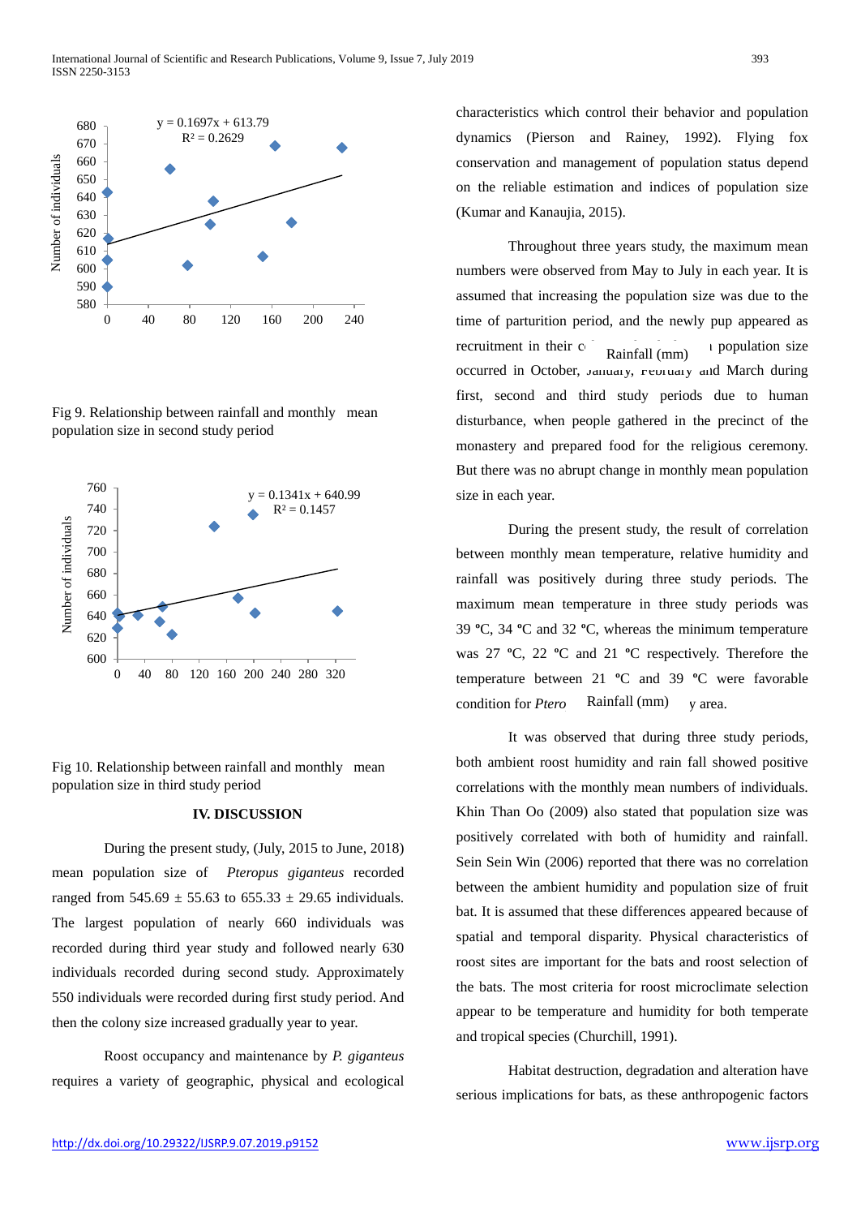Fig 9. Relationship between rainfall and monthly mean population size in second study period

Fig 10. Relationship between rainfall and monthly mean population size in third study period

## IV. DISCUSSION

During the present study, (July, 2015 to June, 2018) mean population size of *Pteropus giganteus* recorded ranged from 545.69 ± 55.63 to 655.33 ± 29.65 individuals. The largest population of nearly 660 individuals was recorded during third year study and followed nearly 630 individuals recorded during second study. Approximately 550 individuals were recorded during first study period. And then the colony size increased gradually year to year.

Roost occupancy and maintenance by *P. giganteus* requires a variety of geographic, physical and ecological characteristics which control their behavior and population dynamics (Pierson and Rainey, 1992). Flying fox conservation and management of population status depend on the reliable estimation and indices of population size (Kumar and Kanaujia, 2015).

Throughout three years study, the maximum mean numbers were observed from May to July in each year. It is assumed that increasing the population size was due to the time of parturition period, and the newly pup appeared as recruitment in their c... population size occurred in October, January, February and March during first, second and third study periods due to human disturbance, when people gathered in the precinct of the monastery and prepared food for the religious ceremony. But there was no abrupt change in monthly mean population size in each year.

During the present study, the result of correlation between monthly mean temperature, relative humidity and rainfall was positively during three study periods. The maximum mean temperature in three study periods was 39 ºC, 34 ºC and 32 ºC, whereas the minimum temperature was 27 ºC, 22 ºC and 21 ºC respectively. Therefore the temperature between 21 ºC and 39 ºC were favorable condition for *Ptero*... y area.

It was observed that during three study periods, both ambient roost humidity and rain fall showed positive correlations with the monthly mean numbers of individuals. Khin Than Oo (2009) also stated that population size was positively correlated with both of humidity and rainfall. Sein Sein Win (2006) reported that there was no correlation between the ambient humidity and population size of fruit bat. It is assumed that these differences appeared because of spatial and temporal disparity. Physical characteristics of roost sites are important for the bats and roost selection of the bats. The most criteria for roost microclimate selection appear to be temperature and humidity for both temperate and tropical species (Churchill, 1991).

Habitat destruction, degradation and alteration have serious implications for bats, as these anthropogenic factors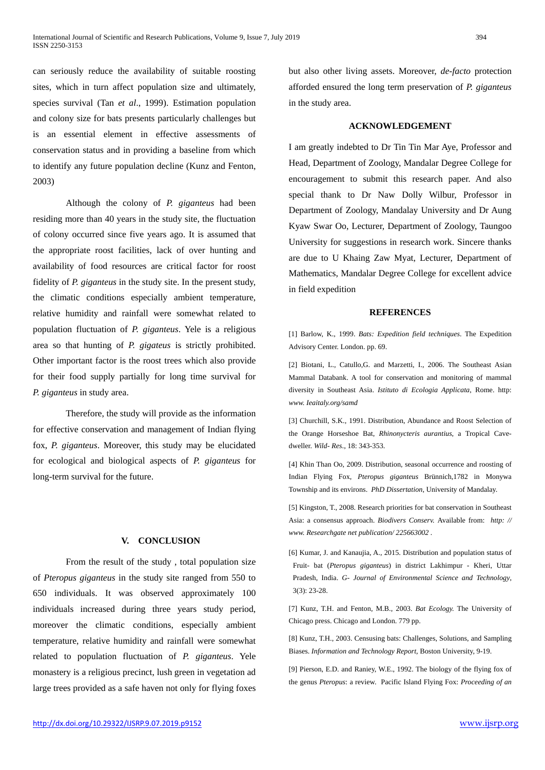can seriously reduce the availability of suitable roosting sites, which in turn affect population size and ultimately, species survival (Tan *et al*., 1999). Estimation population and colony size for bats presents particularly challenges but is an essential element in effective assessments of conservation status and in providing a baseline from which to identify any future population decline (Kunz and Fenton, 2003)

Although the colony of *P. giganteus* had been residing more than 40 years in the study site, the fluctuation of colony occurred since five years ago. It is assumed that the appropriate roost facilities, lack of over hunting and availability of food resources are critical factor for roost fidelity of *P. giganteus* in the study site. In the present study, the climatic conditions especially ambient temperature, relative humidity and rainfall were somewhat related to population fluctuation of *P. giganteus*. Yele is a religious area so that hunting of *P. gigateus* is strictly prohibited. Other important factor is the roost trees which also provide for their food supply partially for long time survival for *P. giganteus* in study area.

Therefore, the study will provide as the information for effective conservation and management of Indian flying fox, *P. giganteus*. Moreover, this study may be elucidated for ecological and biological aspects of *P. giganteus* for long-term survival for the future.

## V. CONCLUSION

From the result of the study , total population size of *Pteropus giganteus* in the study site ranged from 550 to 650 individuals. It was observed approximately 100 individuals increased during three years study period, moreover the climatic conditions, especially ambient temperature, relative humidity and rainfall were somewhat related to population fluctuation of *P. giganteus*. Yele monastery is a religious precinct, lush green in vegetation ad large trees provided as a safe haven not only for flying foxes but also other living assets. Moreover, *de-facto* protection afforded ensured the long term preservation of *P. giganteus* in the study area.

## ACKNOWLEDGEMENT

I am greatly indebted to Dr Tin Tin Mar Aye, Professor and Head, Department of Zoology, Mandalar Degree College for encouragement to submit this research paper. And also special thank to Dr Naw Dolly Wilbur, Professor in Department of Zoology, Mandalay University and Dr Aung Kyaw Swar Oo, Lecturer, Department of Zoology, Taungoo University for suggestions in research work. Sincere thanks are due to U Khaing Zaw Myat, Lecturer, Department of Mathematics, Mandalar Degree College for excellent advice in field expedition

## REFERENCES

[1] Barlow, K., 1999. *Bats: Expedition field techniques*. The Expedition Advisory Center. London. pp. 69.

[2] Biotani, L., Catullo,G. and Marzetti, I., 2006. The Southeast Asian Mammal Databank. A tool for conservation and monitoring of mammal diversity in Southeast Asia. *Istituto di Ecologia Applicata*, Rome. http: *www. Ieaitaly.org/samd*

[3] Churchill, S.K., 1991. Distribution, Abundance and Roost Selection of the Orange Horseshoe Bat, *Rhinonycteris aurantius*, a Tropical Cave-dweller. *Wild- Res*., 18: 343-353.

[4] Khin Than Oo, 2009. Distribution, seasonal occurrence and roosting of Indian Flying Fox, *Pteropus giganteus* Brünnich,1782 in Monywa Township and its environs. *PhD Dissertation*, University of Mandalay.

[5] Kingston, T., 2008. Research priorities for bat conservation in Southeast Asia: a consensus approach. *Biodivers Conserv.* Available from: *http: // www. Researchgate net publication/ 225663002* .

[6] Kumar, J. and Kanaujia, A., 2015. Distribution and population status of Fruit- bat (*Pteropus giganteus*) in district Lakhimpur - Kheri, Uttar Pradesh, India. *G- Journal of Environmental Science and Technology*, 3(3): 23-28.

[7] Kunz, T.H. and Fenton, M.B., 2003. *Bat Ecology.* The University of Chicago press. Chicago and London. 779 pp.

[8] Kunz, T.H., 2003. Censusing bats: Challenges, Solutions, and Sampling Biases. *Information and Technology Report*, Boston University, 9-19.

[9] Pierson, E.D. and Raniey, W.E., 1992. The biology of the flying fox of the genus *Pteropus*: a review. Pacific Island Flying Fox: *Proceeding of an*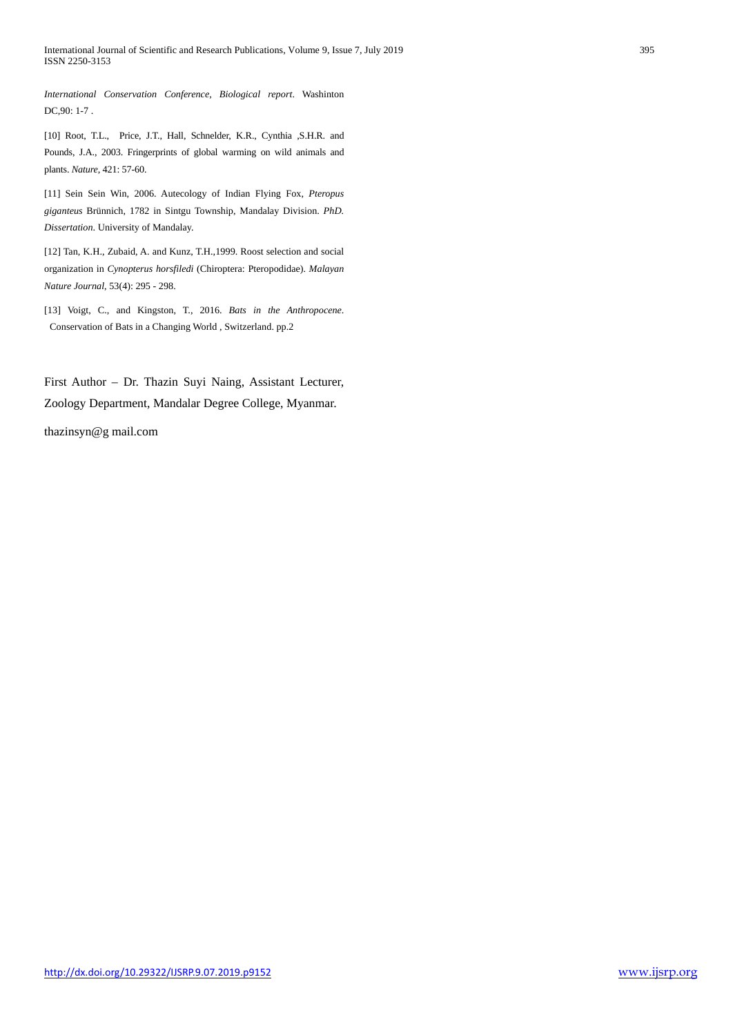*International Conservation Conference, Biological report*. Washinton DC,90: 1-7 .

[10] Root, T.L., Price, J.T., Hall, Schnelder, K.R., Cynthia ,S.H.R. and Pounds, J.A., 2003. Fringerprints of global warming on wild animals and plants. *Nature*, 421: 57-60.

[11] Sein Sein Win, 2006. Autecology of Indian Flying Fox, *Pteropus giganteus* Brünnich, 1782 in Sintgu Township, Mandalay Division. *PhD. Dissertation*. University of Mandalay.

[12] Tan, K.H., Zubaid, A. and Kunz, T.H.,1999. Roost selection and social organization in *Cynopterus horsfiledi* (Chiroptera: Pteropodidae). *Malayan Nature Journal*, 53(4): 295 - 298.

[13] Voigt, C., and Kingston, T., 2016. *Bats in the Anthropocene*. Conservation of Bats in a Changing World , Switzerland. pp.2

First Author – Dr. Thazin Suyi Naing, Assistant Lecturer, Zoology Department, Mandalar Degree College, Myanmar.

thazinsyn@g mail.com